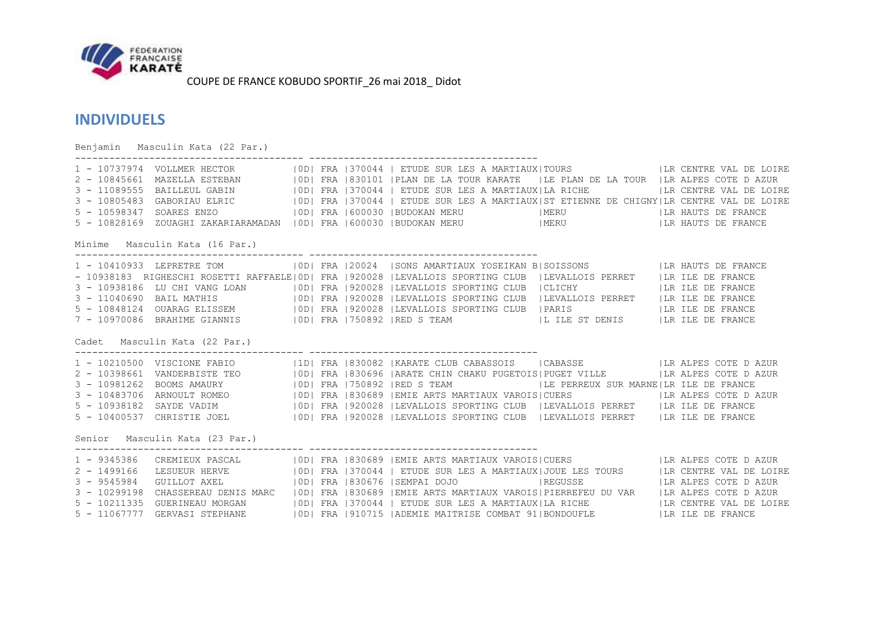FÉDÉRATION FRANÇAISE KARATÉ

COUPE DE FRANCE KOBUDO SPORTIF_26 mai 2018_ Didot

## INDIVIDUELS

### Benjamin Masculin Kata (22 Par.)

```
1 - 10737974  VOLLMER HECTOR            |0D| FRA |370044 | ETUDE SUR LES A MARTIAUX|TOURS               |LR CENTRE VAL DE LOIRE
2 - 10845661  MAZELLA ESTEBAN           |0D| FRA |830101 |PLAN DE LA TOUR KARATE   |LE PLAN DE LA TOUR  |LR ALPES COTE D AZUR
3 - 11089555  BAILLEUL GABIN            |0D| FRA |370044 | ETUDE SUR LES A MARTIAUX|LA RICHE            |LR CENTRE VAL DE LOIRE
3 - 10805483  GABORIAU ELRIC            |0D| FRA |370044 | ETUDE SUR LES A MARTIAUX|ST ETIENNE DE CHIGNY|LR CENTRE VAL DE LOIRE
5 - 10598347  SOARES ENZO               |0D| FRA |600030 |BUDOKAN MERU             |MERU                |LR HAUTS DE FRANCE
5 - 10828169  ZOUAGHI ZAKARIARAMADAN    |0D| FRA |600030 |BUDOKAN MERU             |MERU                |LR HAUTS DE FRANCE
```

### Minime Masculin Kata (16 Par.)

```
1 - 10410933  LEPRETRE TOM              |0D| FRA |20024  |SONS AMARTIAUX YOSEIKAN B|SOISSONS            |LR HAUTS DE FRANCE
- 10938183  RIGHESCHI ROSETTI RAFFAELE|0D| FRA |920028 |LEVALLOIS SPORTING CLUB  |LEVALLOIS PERRET    |LR ILE DE FRANCE
3 - 10938186  LU CHI VANG LOAN          |0D| FRA |920028 |LEVALLOIS SPORTING CLUB  |CLICHY              |LR ILE DE FRANCE
3 - 11040690  BAIL MATHIS               |0D| FRA |920028 |LEVALLOIS SPORTING CLUB  |LEVALLOIS PERRET    |LR ILE DE FRANCE
5 - 10848124  OUARAG ELISSEM            |0D| FRA |920028 |LEVALLOIS SPORTING CLUB  |PARIS               |LR ILE DE FRANCE
7 - 10970086  BRAHIME GIANNIS           |0D| FRA |750892 |RED S TEAM               |L ILE ST DENIS      |LR ILE DE FRANCE
```

### Cadet Masculin Kata (22 Par.)

```
1 - 10210500  VISCIONE FABIO            |1D| FRA |830082 |KARATE CLUB CABASSOIS    |CABASSE             |LR ALPES COTE D AZUR
2 - 10398661  VANDERBISTE TEO           |0D| FRA |830696 |ARATE CHIN CHAKU PUGETOIS|PUGET VILLE         |LR ALPES COTE D AZUR
3 - 10981262  BOOMS AMAURY              |0D| FRA |750892 |RED S TEAM               |LE PERREUX SUR MARNE|LR ILE DE FRANCE
3 - 10483706  ARNOULT ROMEO             |0D| FRA |830689 |EMIE ARTS MARTIAUX VAROIS|CUERS               |LR ALPES COTE D AZUR
5 - 10938182  SAYDE VADIM               |0D| FRA |920028 |LEVALLOIS SPORTING CLUB  |LEVALLOIS PERRET    |LR ILE DE FRANCE
5 - 10400537  CHRISTIE JOEL             |0D| FRA |920028 |LEVALLOIS SPORTING CLUB  |LEVALLOIS PERRET    |LR ILE DE FRANCE
```

### Senior Masculin Kata (23 Par.)

```
1 - 9345386   CREMIEUX PASCAL           |0D| FRA |830689 |EMIE ARTS MARTIAUX VAROIS|CUERS               |LR ALPES COTE D AZUR
2 - 1499166   LESUEUR HERVE             |0D| FRA |370044 | ETUDE SUR LES A MARTIAUX|JOUE LES TOURS      |LR CENTRE VAL DE LOIRE
3 - 9545984   GUILLOT AXEL              |0D| FRA |830676 |SEMPAI DOJO              |REGUSSE             |LR ALPES COTE D AZUR
3 - 10299198  CHASSEREAU DENIS MARC     |0D| FRA |830689 |EMIE ARTS MARTIAUX VAROIS|PIERREFEU DU VAR    |LR ALPES COTE D AZUR
5 - 10211335  GUERINEAU MORGAN          |0D| FRA |370044 | ETUDE SUR LES A MARTIAUX|LA RICHE            |LR CENTRE VAL DE LOIRE
5 - 11067777  GERVASI STEPHANE          |0D| FRA |910715 |ADEMIE MAITRISE COMBAT 91|BONDOUFLE           |LR ILE DE FRANCE
```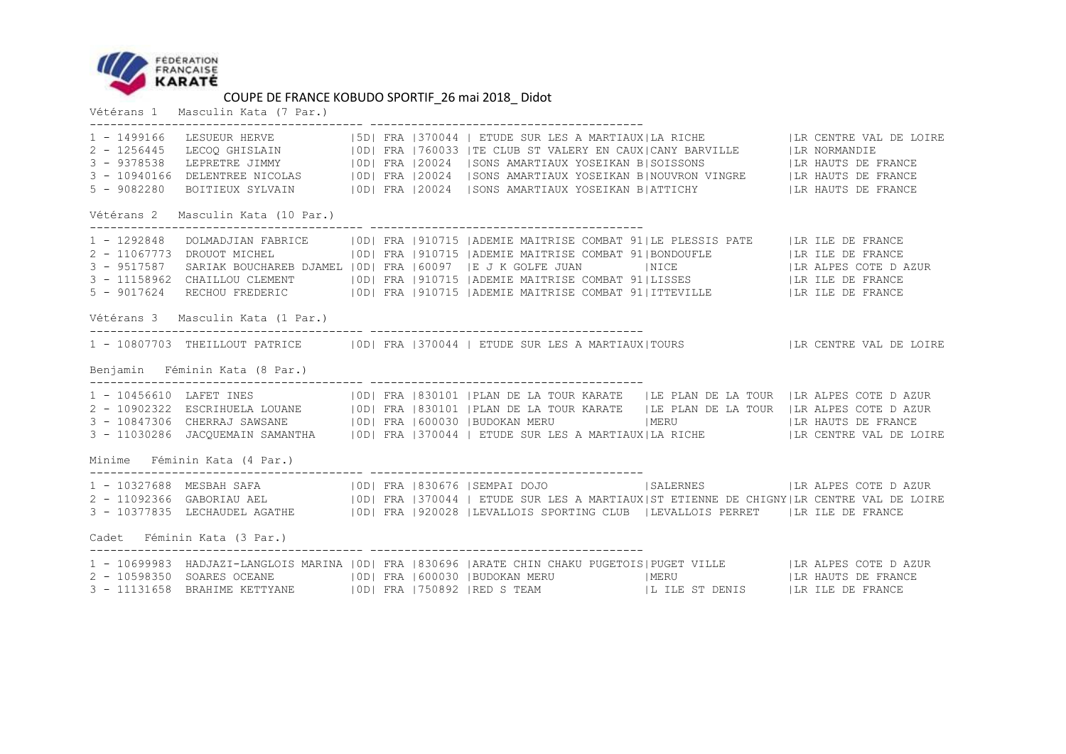FÉDÉRATION FRANÇAISE KARATÉ

# COUPE DE FRANCE KOBUDO SPORTIF_26 mai 2018_ Didot

## Vétérans 1 Masculin Kata (7 Par.)

| Rang | Licence | Nom | Grade | Pays | Code | Club | Ville | Ligue |
|---|---|---|---|---|---|---|---|---|
| 1 | 1499166 | LESUEUR HERVE | 5D | FRA | 370044 | ETUDE SUR LES A MARTIAUX | LA RICHE | LR CENTRE VAL DE LOIRE |
| 2 | 1256445 | LECOQ GHISLAIN | 0D | FRA | 760033 | TE CLUB ST VALERY EN CAUX | CANY BARVILLE | LR NORMANDIE |
| 3 | 9378538 | LEPRETRE JIMMY | 0D | FRA | 20024 | SONS AMARTIAUX YOSEIKAN B | SOISSONS | LR HAUTS DE FRANCE |
| 3 | 10940166 | DELENTREE NICOLAS | 0D | FRA | 20024 | SONS AMARTIAUX YOSEIKAN B | NOUVRON VINGRE | LR HAUTS DE FRANCE |
| 5 | 9082280 | BOITIEUX SYLVAIN | 0D | FRA | 20024 | SONS AMARTIAUX YOSEIKAN B | ATTICHY | LR HAUTS DE FRANCE |

## Vétérans 2 Masculin Kata (10 Par.)

| Rang | Licence | Nom | Grade | Pays | Code | Club | Ville | Ligue |
|---|---|---|---|---|---|---|---|---|
| 1 | 1292848 | DOLMADJIAN FABRICE | 0D | FRA | 910715 | ADEMIE MAITRISE COMBAT 91 | LE PLESSIS PATE | LR ILE DE FRANCE |
| 2 | 11067773 | DROUOT MICHEL | 0D | FRA | 910715 | ADEMIE MAITRISE COMBAT 91 | BONDOUFLE | LR ILE DE FRANCE |
| 3 | 9517587 | SARIAK BOUCHAREB DJAMEL | 0D | FRA | 60097 | E J K GOLFE JUAN | NICE | LR ALPES COTE D AZUR |
| 3 | 11158962 | CHAILLOU CLEMENT | 0D | FRA | 910715 | ADEMIE MAITRISE COMBAT 91 | LISSES | LR ILE DE FRANCE |
| 5 | 9017624 | RECHOU FREDERIC | 0D | FRA | 910715 | ADEMIE MAITRISE COMBAT 91 | ITTEVILLE | LR ILE DE FRANCE |

## Vétérans 3 Masculin Kata (1 Par.)

| Rang | Licence | Nom | Grade | Pays | Code | Club | Ville | Ligue |
|---|---|---|---|---|---|---|---|---|
| 1 | 10807703 | THEILLOUT PATRICE | 0D | FRA | 370044 | ETUDE SUR LES A MARTIAUX | TOURS | LR CENTRE VAL DE LOIRE |

## Benjamin Féminin Kata (8 Par.)

| Rang | Licence | Nom | Grade | Pays | Code | Club | Ville | Ligue |
|---|---|---|---|---|---|---|---|---|
| 1 | 10456610 | LAFET INES | 0D | FRA | 830101 | PLAN DE LA TOUR KARATE | LE PLAN DE LA TOUR | LR ALPES COTE D AZUR |
| 2 | 10902322 | ESCRIHUELA LOUANE | 0D | FRA | 830101 | PLAN DE LA TOUR KARATE | LE PLAN DE LA TOUR | LR ALPES COTE D AZUR |
| 3 | 10847306 | CHERRAJ SAWSANE | 0D | FRA | 600030 | BUDOKAN MERU | MERU | LR HAUTS DE FRANCE |
| 3 | 11030286 | JACQUEMAIN SAMANTHA | 0D | FRA | 370044 | ETUDE SUR LES A MARTIAUX | LA RICHE | LR CENTRE VAL DE LOIRE |

## Minime Féminin Kata (4 Par.)

| Rang | Licence | Nom | Grade | Pays | Code | Club | Ville | Ligue |
|---|---|---|---|---|---|---|---|---|
| 1 | 10327688 | MESBAH SAFA | 0D | FRA | 830676 | SEMPAI DOJO | SALERNES | LR ALPES COTE D AZUR |
| 2 | 11092366 | GABORIAU AEL | 0D | FRA | 370044 | ETUDE SUR LES A MARTIAUX | ST ETIENNE DE CHIGNY | LR CENTRE VAL DE LOIRE |
| 3 | 10377835 | LECHAUDEL AGATHE | 0D | FRA | 920028 | LEVALLOIS SPORTING CLUB | LEVALLOIS PERRET | LR ILE DE FRANCE |

## Cadet Féminin Kata (3 Par.)

| Rang | Licence | Nom | Grade | Pays | Code | Club | Ville | Ligue |
|---|---|---|---|---|---|---|---|---|
| 1 | 10699983 | HADJAZI-LANGLOIS MARINA | 0D | FRA | 830696 | ARATE CHIN CHAKU PUGETOIS | PUGET VILLE | LR ALPES COTE D AZUR |
| 2 | 10598350 | SOARES OCEANE | 0D | FRA | 600030 | BUDOKAN MERU | MERU | LR HAUTS DE FRANCE |
| 3 | 11131658 | BRAHIME KETTYANE | 0D | FRA | 750892 | RED S TEAM | L ILE ST DENIS | LR ILE DE FRANCE |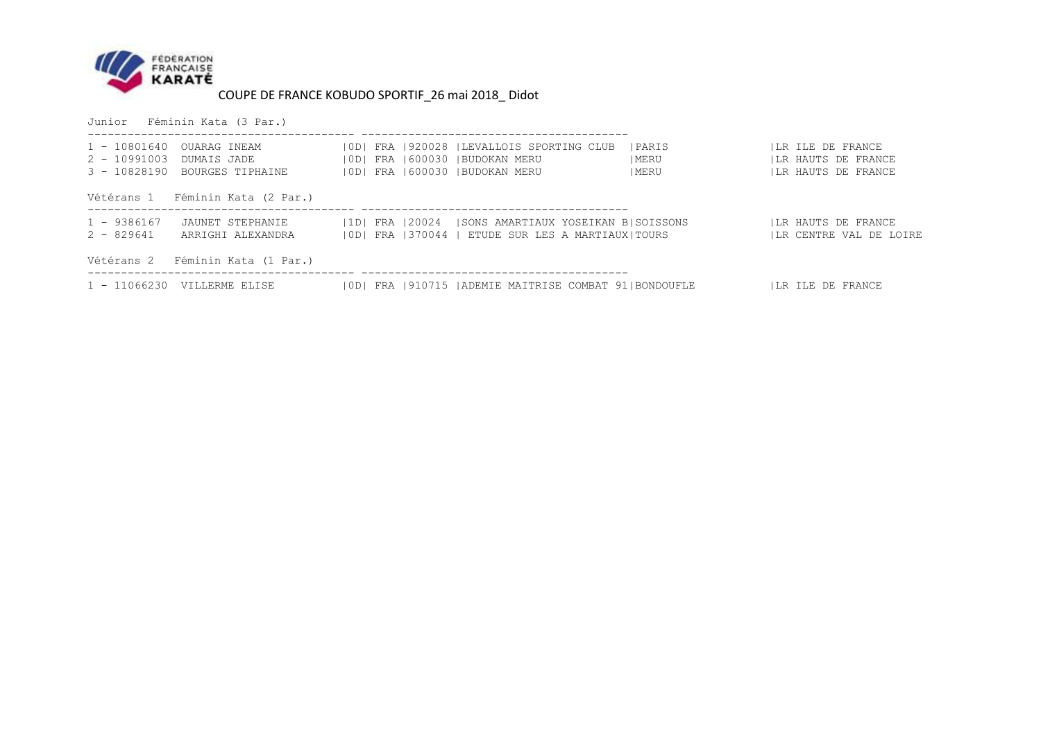FÉDÉRATION FRANÇAISE KARATÉ

## COUPE DE FRANCE KOBUDO SPORTIF_26 mai 2018_ Didot

Junior Féminin Kata (3 Par.)

```
---------------------------------------- ----------------------------------------
1 - 10801640  OUARAG INEAM          |0D| FRA |920028 |LEVALLOIS SPORTING CLUB  |PARIS        |LR ILE DE FRANCE
2 - 10991003  DUMAIS JADE           |0D| FRA |600030 |BUDOKAN MERU             |MERU         |LR HAUTS DE FRANCE
3 - 10828190  BOURGES TIPHAINE      |0D| FRA |600030 |BUDOKAN MERU             |MERU         |LR HAUTS DE FRANCE
```

Vétérans 1 Féminin Kata (2 Par.)

```
---------------------------------------- ----------------------------------------
1 - 9386167   JAUNET STEPHANIE      |1D| FRA |20024  |SONS AMARTIAUX YOSEIKAN B|SOISSONS     |LR HAUTS DE FRANCE
2 - 829641    ARRIGHI ALEXANDRA     |0D| FRA |370044 | ETUDE SUR LES A MARTIAUX|TOURS        |LR CENTRE VAL DE LOIRE
```

Vétérans 2 Féminin Kata (1 Par.)

```
---------------------------------------- ----------------------------------------
1 - 11066230  VILLERME ELISE        |0D| FRA |910715 |ADEMIE MAITRISE COMBAT 91|BONDOUFLE    |LR ILE DE FRANCE
```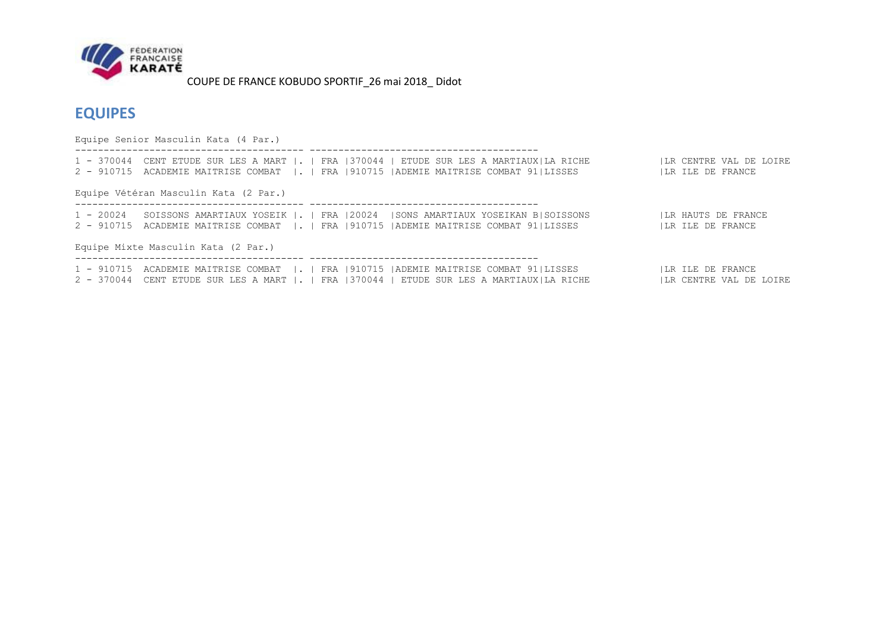FÉDÉRATION FRANÇAISE KARATÉ

COUPE DE FRANCE KOBUDO SPORTIF_26 mai 2018_ Didot

## EQUIPES

Equipe Senior Masculin Kata (4 Par.)

```
--------------------------------------- ---------------------------------------
1 - 370044  CENT ETUDE SUR LES A MART |. | FRA |370044 | ETUDE SUR LES A MARTIAUX|LA RICHE          |LR CENTRE VAL DE LOIRE
2 - 910715  ACADEMIE MAITRISE COMBAT  |. | FRA |910715 |ADEMIE MAITRISE COMBAT 91|LISSES            |LR ILE DE FRANCE
```

Equipe Vétéran Masculin Kata (2 Par.)

```
--------------------------------------- ---------------------------------------
1 - 20024   SOISSONS AMARTIAUX YOSEIK |. | FRA |20024  |SONS AMARTIAUX YOSEIKAN B|SOISSONS          |LR HAUTS DE FRANCE
2 - 910715  ACADEMIE MAITRISE COMBAT  |. | FRA |910715 |ADEMIE MAITRISE COMBAT 91|LISSES            |LR ILE DE FRANCE
```

Equipe Mixte Masculin Kata (2 Par.)

```
--------------------------------------- ---------------------------------------
1 - 910715  ACADEMIE MAITRISE COMBAT  |. | FRA |910715 |ADEMIE MAITRISE COMBAT 91|LISSES            |LR ILE DE FRANCE
2 - 370044  CENT ETUDE SUR LES A MART |. | FRA |370044 | ETUDE SUR LES A MARTIAUX|LA RICHE          |LR CENTRE VAL DE LOIRE
```